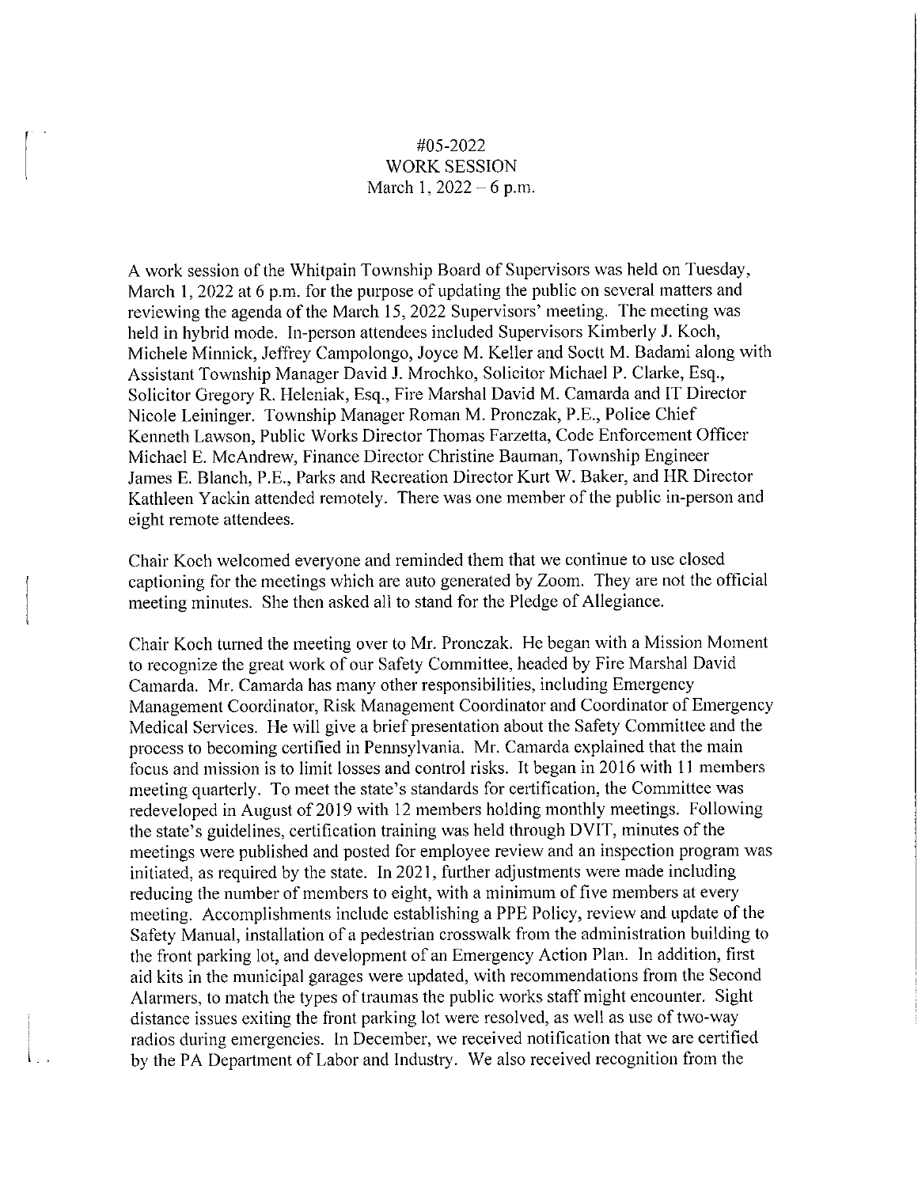#05-2022
WORK SESSION
March 1, 2022 – 6 p.m.

A work session of the Whitpain Township Board of Supervisors was held on Tuesday, March 1, 2022 at 6 p.m. for the purpose of updating the public on several matters and reviewing the agenda of the March 15, 2022 Supervisors' meeting. The meeting was held in hybrid mode. In-person attendees included Supervisors Kimberly J. Koch, Michele Minnick, Jeffrey Campolongo, Joyce M. Keller and Soctt M. Badami along with Assistant Township Manager David J. Mrochko, Solicitor Michael P. Clarke, Esq., Solicitor Gregory R. Heleniak, Esq., Fire Marshal David M. Camarda and IT Director Nicole Leininger. Township Manager Roman M. Pronczak, P.E., Police Chief Kenneth Lawson, Public Works Director Thomas Farzetta, Code Enforcement Officer Michael E. McAndrew, Finance Director Christine Bauman, Township Engineer James E. Blanch, P.E., Parks and Recreation Director Kurt W. Baker, and HR Director Kathleen Yackin attended remotely. There was one member of the public in-person and eight remote attendees.

Chair Koch welcomed everyone and reminded them that we continue to use closed captioning for the meetings which are auto generated by Zoom. They are not the official meeting minutes. She then asked all to stand for the Pledge of Allegiance.

Chair Koch turned the meeting over to Mr. Pronczak. He began with a Mission Moment to recognize the great work of our Safety Committee, headed by Fire Marshal David Camarda. Mr. Camarda has many other responsibilities, including Emergency Management Coordinator, Risk Management Coordinator and Coordinator of Emergency Medical Services. He will give a brief presentation about the Safety Committee and the process to becoming certified in Pennsylvania. Mr. Camarda explained that the main focus and mission is to limit losses and control risks. It began in 2016 with 11 members meeting quarterly. To meet the state's standards for certification, the Committee was redeveloped in August of 2019 with 12 members holding monthly meetings. Following the state's guidelines, certification training was held through DVIT, minutes of the meetings were published and posted for employee review and an inspection program was initiated, as required by the state. In 2021, further adjustments were made including reducing the number of members to eight, with a minimum of five members at every meeting. Accomplishments include establishing a PPE Policy, review and update of the Safety Manual, installation of a pedestrian crosswalk from the administration building to the front parking lot, and development of an Emergency Action Plan. In addition, first aid kits in the municipal garages were updated, with recommendations from the Second Alarmers, to match the types of traumas the public works staff might encounter. Sight distance issues exiting the front parking lot were resolved, as well as use of two-way radios during emergencies. In December, we received notification that we are certified by the PA Department of Labor and Industry. We also received recognition from the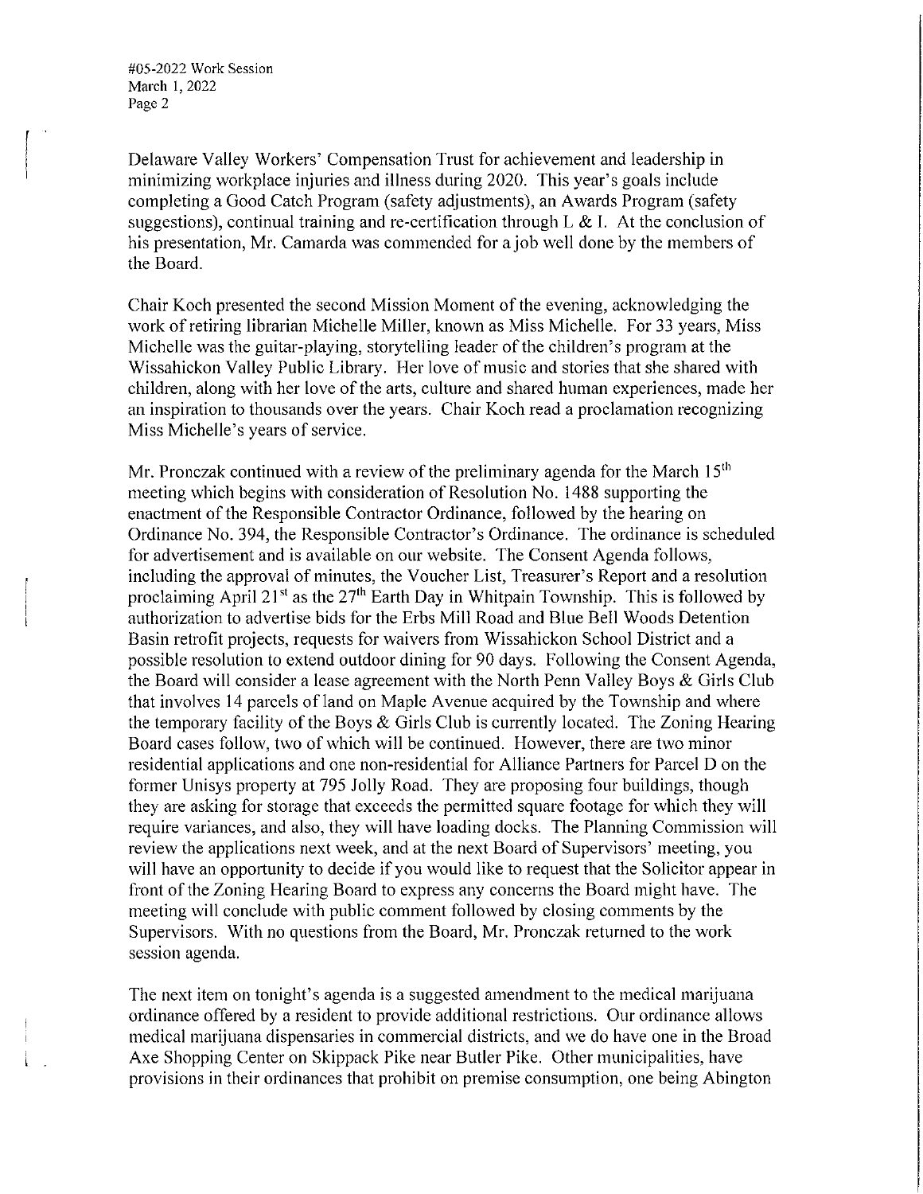Delaware Valley Workers' Compensation Trust for achievement and leadership in minimizing workplace injuries and illness during 2020. This year's goals include completing a Good Catch Program (safety adjustments), an Awards Program (safety suggestions), continual training and re-certification through L & I. At the conclusion of his presentation, Mr. Camarda was commended for a job well done by the members of the Board.

Chair Koch presented the second Mission Moment of the evening, acknowledging the work of retiring librarian Michelle Miller, known as Miss Michelle. For 33 years, Miss Michelle was the guitar-playing, storytelling leader of the children's program at the Wissahickon Valley Public Library. Her love of music and stories that she shared with children, along with her love of the arts, culture and shared human experiences, made her an inspiration to thousands over the years. Chair Koch read a proclamation recognizing Miss Michelle's years of service.

Mr. Pronczak continued with a review of the preliminary agenda for the March 15th meeting which begins with consideration of Resolution No. 1488 supporting the enactment of the Responsible Contractor Ordinance, followed by the hearing on Ordinance No. 394, the Responsible Contractor's Ordinance. The ordinance is scheduled for advertisement and is available on our website. The Consent Agenda follows, including the approval of minutes, the Voucher List, Treasurer's Report and a resolution proclaiming April 21st as the 27th Earth Day in Whitpain Township. This is followed by authorization to advertise bids for the Erbs Mill Road and Blue Bell Woods Detention Basin retrofit projects, requests for waivers from Wissahickon School District and a possible resolution to extend outdoor dining for 90 days. Following the Consent Agenda, the Board will consider a lease agreement with the North Penn Valley Boys & Girls Club that involves 14 parcels of land on Maple Avenue acquired by the Township and where the temporary facility of the Boys & Girls Club is currently located. The Zoning Hearing Board cases follow, two of which will be continued. However, there are two minor residential applications and one non-residential for Alliance Partners for Parcel D on the former Unisys property at 795 Jolly Road. They are proposing four buildings, though they are asking for storage that exceeds the permitted square footage for which they will require variances, and also, they will have loading docks. The Planning Commission will review the applications next week, and at the next Board of Supervisors' meeting, you will have an opportunity to decide if you would like to request that the Solicitor appear in front of the Zoning Hearing Board to express any concerns the Board might have. The meeting will conclude with public comment followed by closing comments by the Supervisors. With no questions from the Board, Mr. Pronczak returned to the work session agenda.

The next item on tonight's agenda is a suggested amendment to the medical marijuana ordinance offered by a resident to provide additional restrictions. Our ordinance allows medical marijuana dispensaries in commercial districts, and we do have one in the Broad Axe Shopping Center on Skippack Pike near Butler Pike. Other municipalities, have provisions in their ordinances that prohibit on premise consumption, one being Abington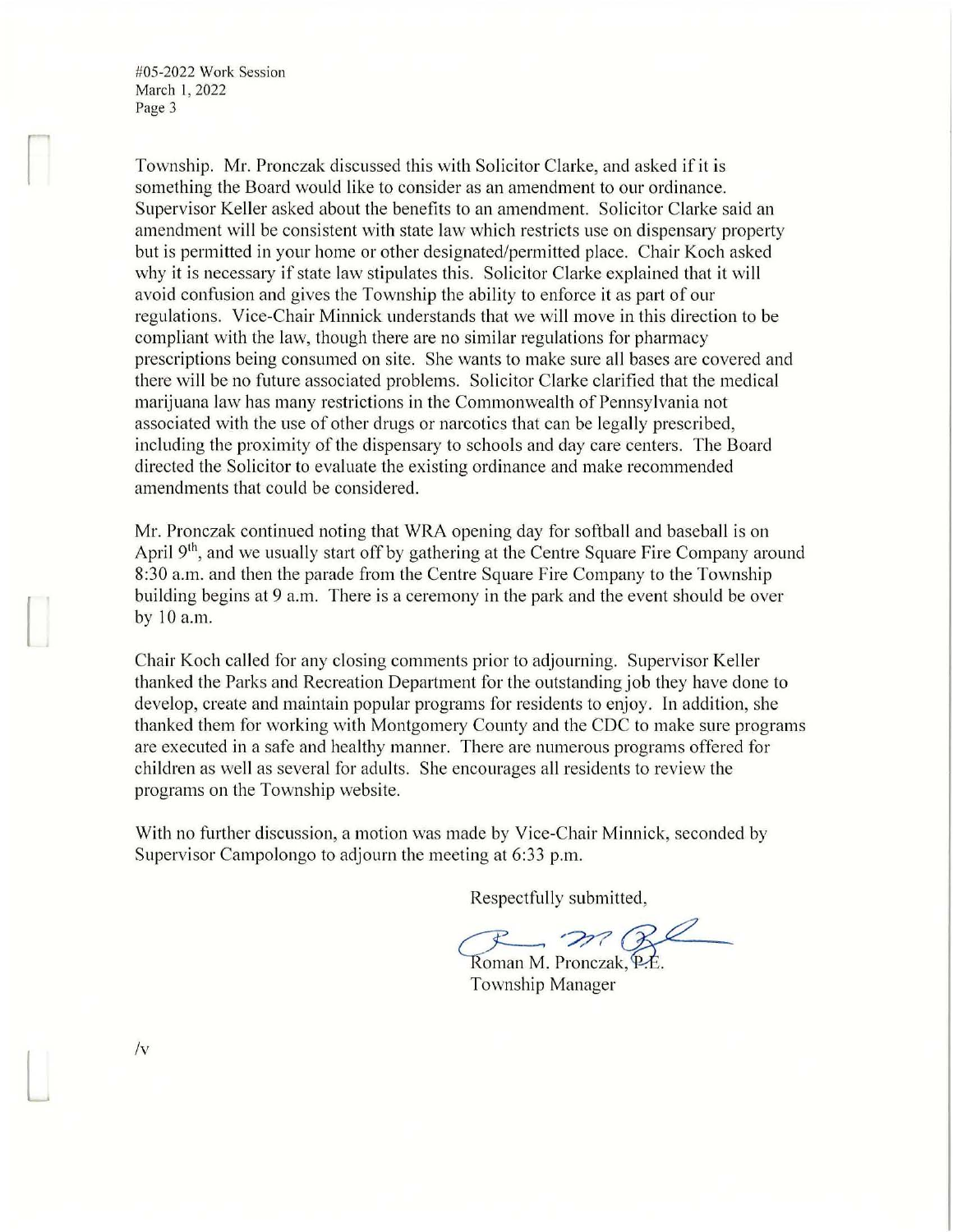Township. Mr. Pronczak discussed this with Solicitor Clarke, and asked if it is something the Board would like to consider as an amendment to our ordinance. Supervisor Keller asked about the benefits to an amendment. Solicitor Clarke said an amendment will be consistent with state law which restricts use on dispensary property but is permitted in your home or other designated/permitted place. Chair Koch asked why it is necessary if state law stipulates this. Solicitor Clarke explained that it will avoid confusion and gives the Township the ability to enforce it as part of our regulations. Vice-Chair Minnick understands that we will move in this direction to be compliant with the law, though there are no similar regulations for pharmacy prescriptions being consumed on site. She wants to make sure all bases are covered and there will be no future associated problems. Solicitor Clarke clarified that the medical marijuana law has many restrictions in the Commonwealth of Pennsylvania not associated with the use of other drugs or narcotics that can be legally prescribed, including the proximity of the dispensary to schools and day care centers. The Board directed the Solicitor to evaluate the existing ordinance and make recommended amendments that could be considered.

Mr. Pronczak continued noting that WRA opening day for softball and baseball is on April 9th, and we usually start off by gathering at the Centre Square Fire Company around 8:30 a.m. and then the parade from the Centre Square Fire Company to the Township building begins at 9 a.m. There is a ceremony in the park and the event should be over by 10 a.m.

Chair Koch called for any closing comments prior to adjourning. Supervisor Keller thanked the Parks and Recreation Department for the outstanding job they have done to develop, create and maintain popular programs for residents to enjoy. In addition, she thanked them for working with Montgomery County and the CDC to make sure programs are executed in a safe and healthy manner. There are numerous programs offered for children as well as several for adults. She encourages all residents to review the programs on the Township website.

With no further discussion, a motion was made by Vice-Chair Minnick, seconded by Supervisor Campolongo to adjourn the meeting at 6:33 p.m.

Respectfully submitted,

Roman M. Pronczak, P.E.
Township Manager

/v